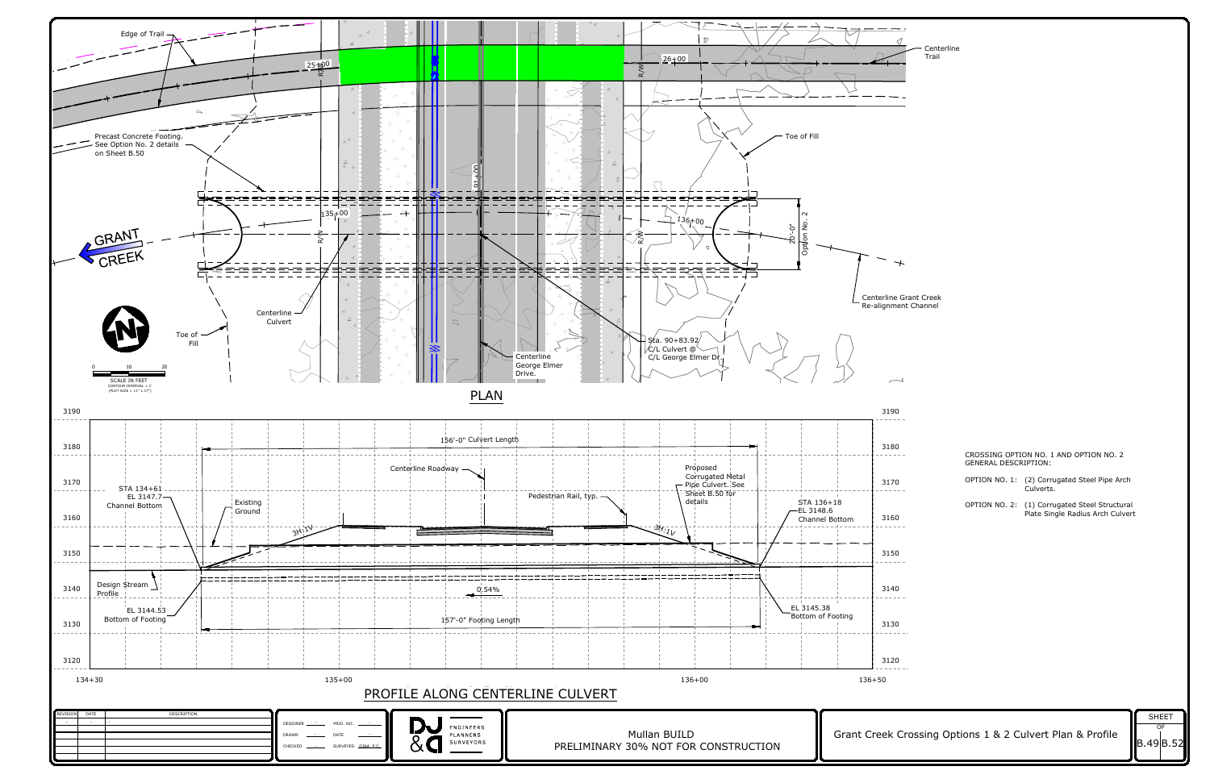## PLAN

Edge of Trail

25+00

26+00

Centerline Trail

Precast Concrete Footing. See Option No. 2 details on Sheet B.50

Toe of Fill

135+00

136+00

GRANT CREEK

20'-0" Option No. 2

Centerline Grant Creek Re-alignment Channel

Centerline Culvert

Toe of Fill

Sta. 90+83.92 C/L Culvert @ C/L George Elmer Dr.

Centerline George Elmer Drive.

SCALE IN FEET (0, 10, 20)
CONTOUR INTERVAL = 1'
(PLOT SIZE = 11" x 17")

## PROFILE ALONG CENTERLINE CULVERT

156'-0" Culvert Length

Centerline Roadway

Proposed Corrugated Metal Pipe Culvert. See Sheet B.50 for details

Pedestrian Rail, typ.

STA 134+61
EL 3147.7
Channel Bottom

Existing Ground

3H:1V

3H:1V

STA 136+18
EL 3148.6
Channel Bottom

Design Stream Profile

0.54%

EL 3144.53
Bottom of Footing

157'-0" Footing Length

EL 3145.38
Bottom of Footing

Elevations: 3120, 3130, 3140, 3150, 3160, 3170, 3180, 3190

Stations: 134+30, 135+00, 136+00, 136+50

CROSSING OPTION NO. 1 AND OPTION NO. 2 GENERAL DESCRIPTION:

OPTION NO. 1: (2) Corrugated Steel Pipe Arch Culverts.

OPTION NO. 2: (1) Corrugated Steel Structural Plate Single Radius Arch Culvert

| REVISION | DATE | DESCRIPTION |
|---|---|---|
| | | |

DESIGNER: - PROJ. NO.: -
DRAWN: - DATE: -
CHECKED: - SURVEYED: DJ&A, P.C.

DJ&A ENGINEERS PLANNERS SURVEYORS

Mullan BUILD
PRELIMINARY 30% NOT FOR CONSTRUCTION

Grant Creek Crossing Options 1 & 2 Culvert Plan & Profile

SHEET B.49 OF B.52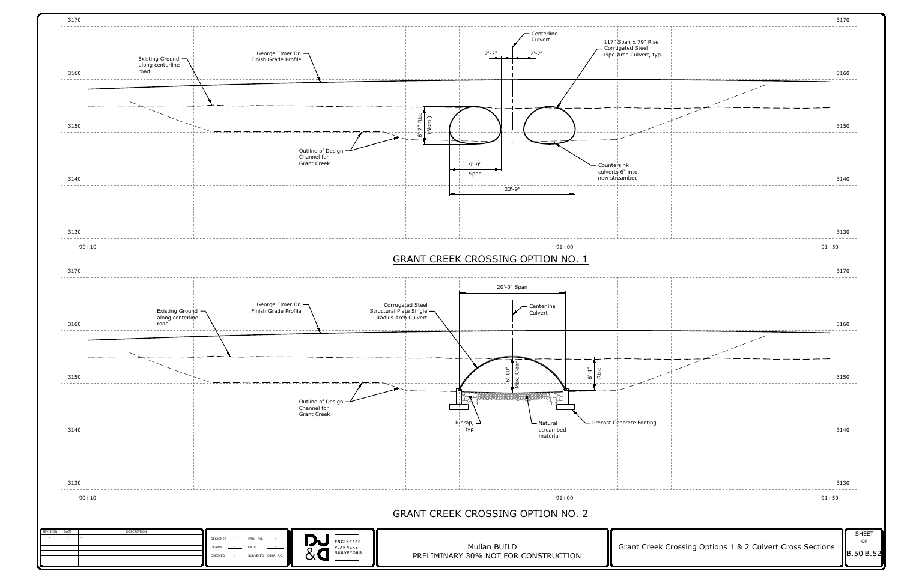## GRANT CREEK CROSSING OPTION NO. 1

- Existing Ground along centerline road
- George Elmer Dr, Finish Grade Profile
- Centerline Culvert
- 2'-2"
- 2'-2"
- 117" Span x 79" Rise Corrugated Steel Pipe-Arch Culvert, typ.
- 6'-7" Rise (Nom.)
- Outline of Design Channel for Grant Creek
- 9'-9" Span
- 23'-9"
- Countersink culverts 6" into new streambed

Elevations: 3170, 3160, 3150, 3140, 3130

Stations: 90+10, 91+00, 91+50

## GRANT CREEK CROSSING OPTION NO. 2

- 20'-0" Span
- Existing Ground along centerline road
- George Elmer Dr, Finish Grade Profile
- Corrugated Steel Structural Plate Single Radius Arch Culvert
- Centerline Culvert
- 6'-10" Max. Clear
- 6'-4" Rise
- Outline of Design Channel for Grant Creek
- Riprap, typ
- Natural streambed material
- Precast Concrete Footing

Elevations: 3170, 3160, 3150, 3140, 3130

Stations: 90+10, 91+00, 91+50

| REVISION | DATE | DESCRIPTION |
|---|---|---|
| | | |

DESIGNER - PROJ. NO. -
DRAWN - DATE -
CHECKED - SURVEYED DJ&A, P.C.

DJ&A ENGINEERS PLANNERS SURVEYORS

Mullan BUILD
PRELIMINARY 30% NOT FOR CONSTRUCTION

Grant Creek Crossing Options 1 & 2 Culvert Cross Sections

SHEET B.50 OF B.52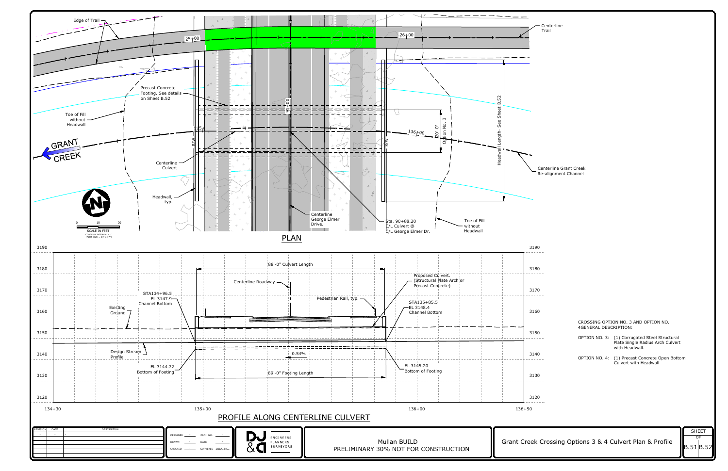## PLAN

Edge of Trail

25+00

26+00

Centerline Trail

Precast Concrete Footing. See details on Sheet B.52

Toe of Fill without Headwall

GRANT CREEK

Centerline Culvert

Headwall, typ.

135+

136+00

20'-0" Option No. 3

Headwall Length- See Sheet B.52

Centerline Grant Creek Re-alignment Channel

R/W

91+00

Centerline George Elmer Drive.

Sta. 90+88.20 C/L Culvert @ C/L George Elmer Dr.

Toe of Fill without Headwall

SCALE IN FEET 0 10 20

CONTOUR INTERVAL = 1'

(PLOT SIZE = 11" x 17")

## PROFILE ALONG CENTERLINE CULVERT

88'-0" Culvert Length

Centerline Roadway

Pedestrian Rail, typ.

Proposed Culvert. (Structural Plate Arch or Precast Concrete)

STA134+96.5 EL 3147.9 Channel Bottom

STA135+85.5 EL 3148.4 Channel Bottom

Existing Ground

Design Stream Profile

0.54%

EL 3144.72 Bottom of Footing

EL 3145.20 Bottom of Footing

89'-0" Footing Length

Elevations: 3190, 3180, 3170, 3160, 3150, 3140, 3130, 3120

Stations: 134+30, 135+00, 136+00, 136+50

CROSSING OPTION NO. 3 AND OPTION NO. 4GENERAL DESCRIPTION:

OPTION NO. 3: (1) Corrugated Steel Structural Plate Single Radius Arch Culvert with Headwall.

OPTION NO. 4: (1) Precast Concrete Open Bottom Culvert with Headwall

| REVISION | DATE | DESCRIPTION |
|---|---|---|
| | | |

DESIGNER · PROJ. NO. ·
DRAWN · DATE ·
CHECKED · SURVEYED DJ&A, P.C.

DJ&A ENGINEERS PLANNERS SURVEYORS

Mullan BUILD
PRELIMINARY 30% NOT FOR CONSTRUCTION

Grant Creek Crossing Options 3 & 4 Culvert Plan & Profile

SHEET B.51 OF B.52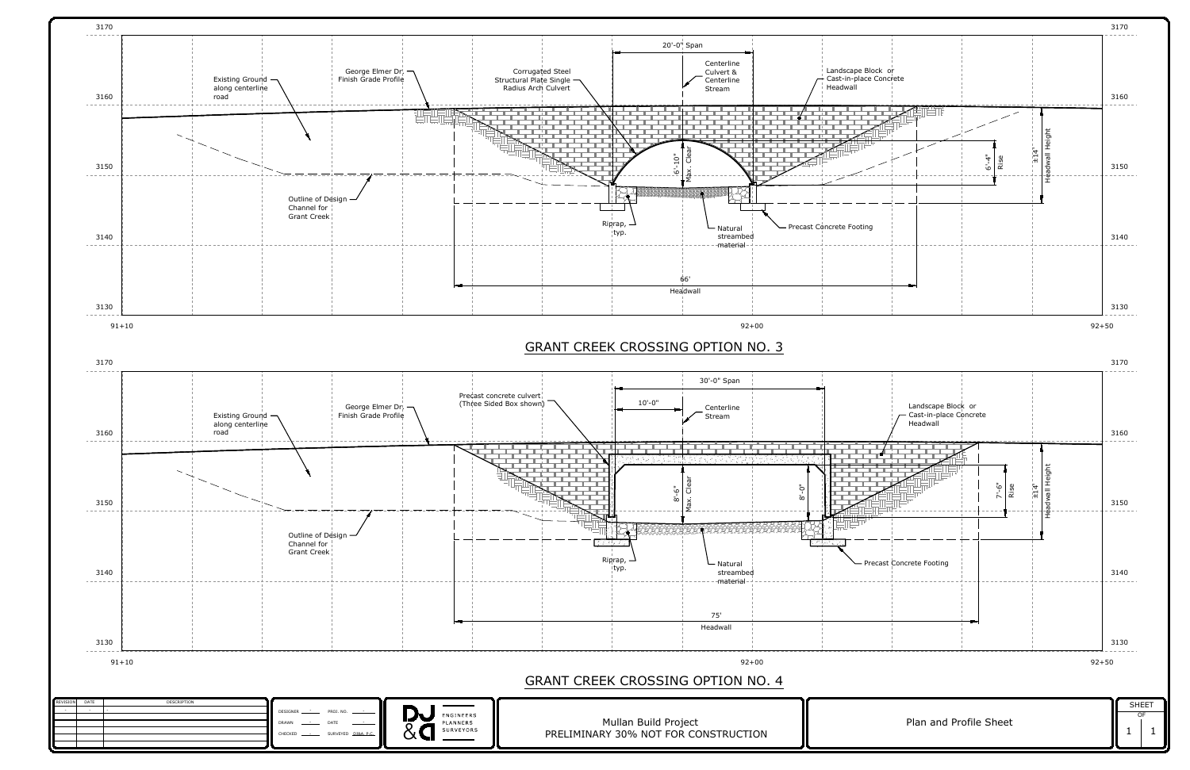3170

3160

3150

3140

3130

91+10

92+00

92+50

20'-0" Span

Centerline Culvert & Centerline Stream

Corrugated Steel Structural Plate Single Radius Arch Culvert

George Elmer Dr. Finish Grade Profile

Existing Ground along centerline road

Landscape Block or Cast-in-place Concrete Headwall

6'-10" Max. Clear

6'-4" Rise

±14' Headwall Height

Outline of Design Channel for Grant Creek

Riprap, typ.

Natural streambed material

Precast Concrete Footing

66' Headwall

## GRANT CREEK CROSSING OPTION NO. 3

3170

3160

3150

3140

3130

91+10

92+00

92+50

30'-0" Span

10'-0"

Precast concrete culvert (Three Sided Box shown)

Centerline Stream

George Elmer Dr. Finish Grade Profile

Existing Ground along centerline road

Landscape Block or Cast-in-place Concrete Headwall

8'-6" Max. Clear

8'-0"

7'-6" Rise

±14' Headwall Height

Outline of Design Channel for Grant Creek

Riprap, typ.

Natural streambed material

Precast Concrete Footing

75' Headwall

## GRANT CREEK CROSSING OPTION NO. 4

| REVISION | DATE | DESCRIPTION |
|---|---|---|
| | - | |

DESIGNER - PROJ. NO. -

DRAWN - DATE -

CHECKED - SURVEYED DJ&A P.C.

DJ&A ENGINEERS PLANNERS SURVEYORS

Mullan Build Project

PRELIMINARY 30% NOT FOR CONSTRUCTION

Plan and Profile Sheet

SHEET 1 OF 1